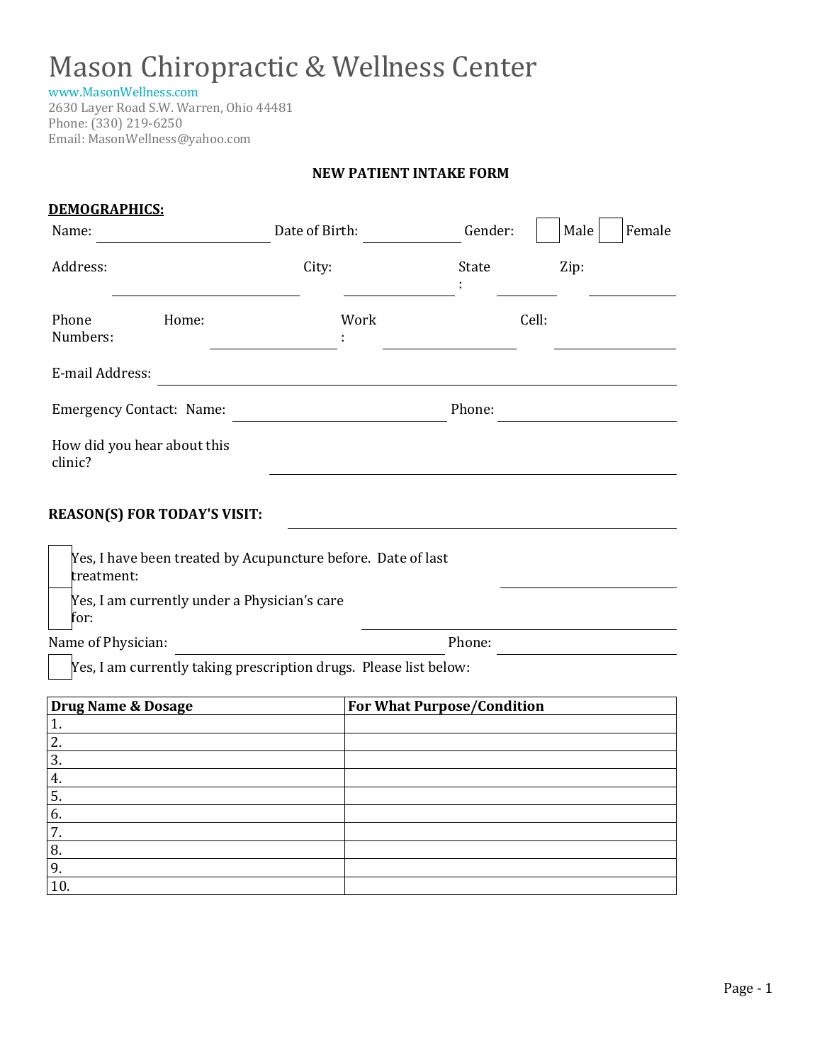# Mason Chiropractic & Wellness Center

www.MasonWellness.com
2630 Layer Road S.W. Warren, Ohio 44481
Phone: (330) 219-6250
Email: MasonWellness@yahoo.com

**NEW PATIENT INTAKE FORM**

**DEMOGRAPHICS:**

Name: ____________________ Date of Birth: ____________ Gender: ☐ Male ☐ Female

Address: ____________________ City: ____________ State: ________ Zip: ________

Phone Numbers: Home: ____________ Work: ____________ Cell: ____________

E-mail Address: ________________________________________

Emergency Contact: Name: ____________________ Phone: ____________

How did you hear about this clinic? ________________________________________

**REASON(S) FOR TODAY'S VISIT:** ________________________________________

☐ Yes, I have been treated by Acupuncture before. Date of last treatment: ____________

☐ Yes, I am currently under a Physician's care for: ____________________

Name of Physician: ____________________ Phone: ____________

☐ Yes, I am currently taking prescription drugs. Please list below:

| Drug Name & Dosage | For What Purpose/Condition |
|---|---|
| 1. | |
| 2. | |
| 3. | |
| 4. | |
| 5. | |
| 6. | |
| 7. | |
| 8. | |
| 9. | |
| 10. | |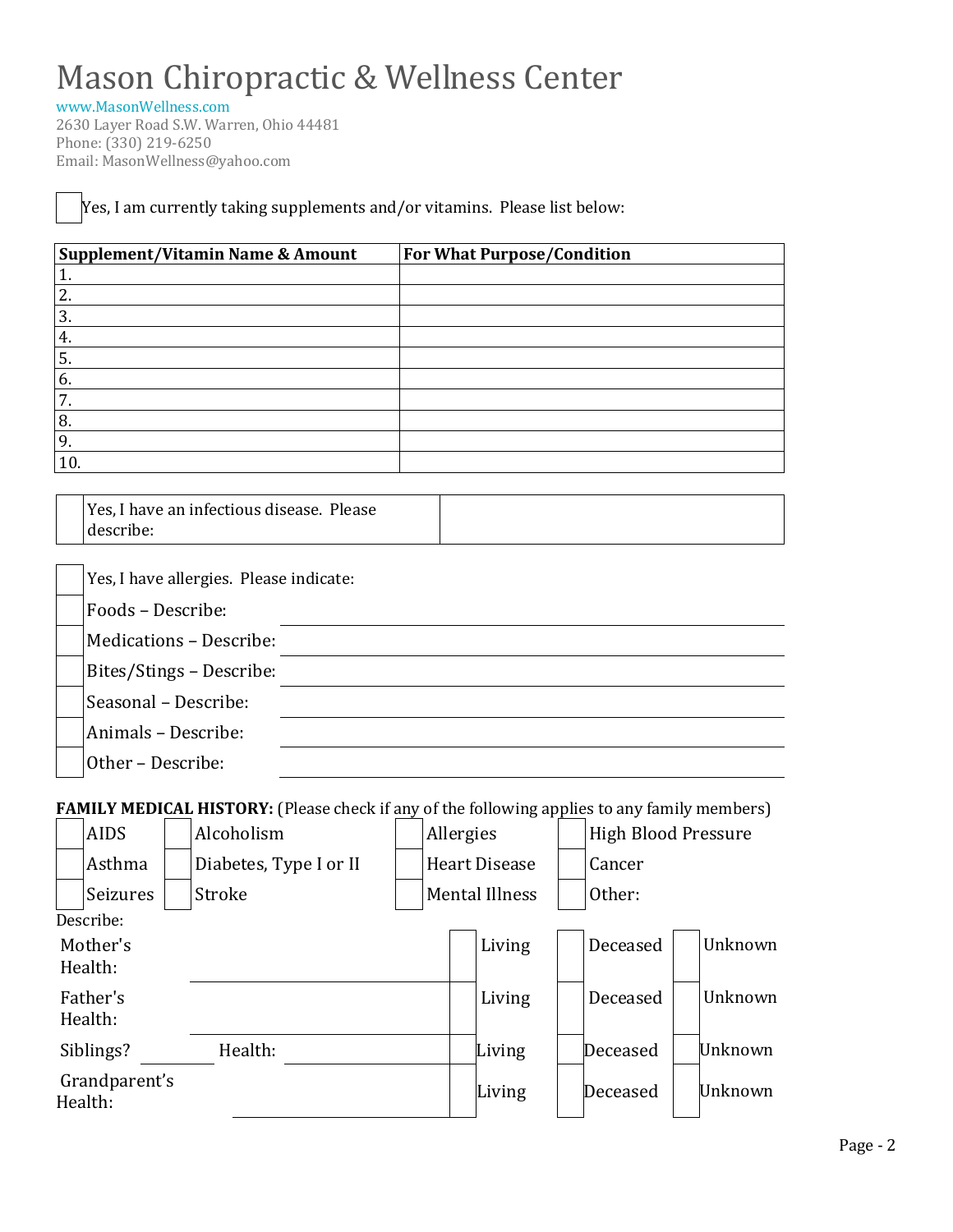# Mason Chiropractic & Wellness Center

www.MasonWellness.com
2630 Layer Road S.W. Warren, Ohio 44481
Phone: (330) 219-6250
Email: MasonWellness@yahoo.com

☐ Yes, I am currently taking supplements and/or vitamins. Please list below:

| Supplement/Vitamin Name & Amount | For What Purpose/Condition |
|---|---|
| 1. | |
| 2. | |
| 3. | |
| 4. | |
| 5. | |
| 6. | |
| 7. | |
| 8. | |
| 9. | |
| 10. | |

☐ Yes, I have an infectious disease. Please describe: ____________________

☐ Yes, I have allergies. Please indicate:

☐ Foods – Describe: ____________________

☐ Medications – Describe: ____________________

☐ Bites/Stings – Describe: ____________________

☐ Seasonal – Describe: ____________________

☐ Animals – Describe: ____________________

☐ Other – Describe: ____________________

**FAMILY MEDICAL HISTORY:** (Please check if any of the following applies to any family members)

| | | | |
|---|---|---|---|
| ☐ AIDS | ☐ Alcoholism | ☐ Allergies | ☐ High Blood Pressure |
| ☐ Asthma | ☐ Diabetes, Type I or II | ☐ Heart Disease | ☐ Cancer |
| ☐ Seizures | ☐ Stroke | ☐ Mental Illness | ☐ Other: |

Describe:

| | | | | |
|---|---|---|---|---|
| Mother's Health: | ____________________ | ☐ Living | ☐ Deceased | ☐ Unknown |
| Father's Health: | ____________________ | ☐ Living | ☐ Deceased | ☐ Unknown |
| Siblings? ________ | Health: ____________________ | ☐ Living | ☐ Deceased | ☐ Unknown |
| Grandparent's Health: | ____________________ | ☐ Living | ☐ Deceased | ☐ Unknown |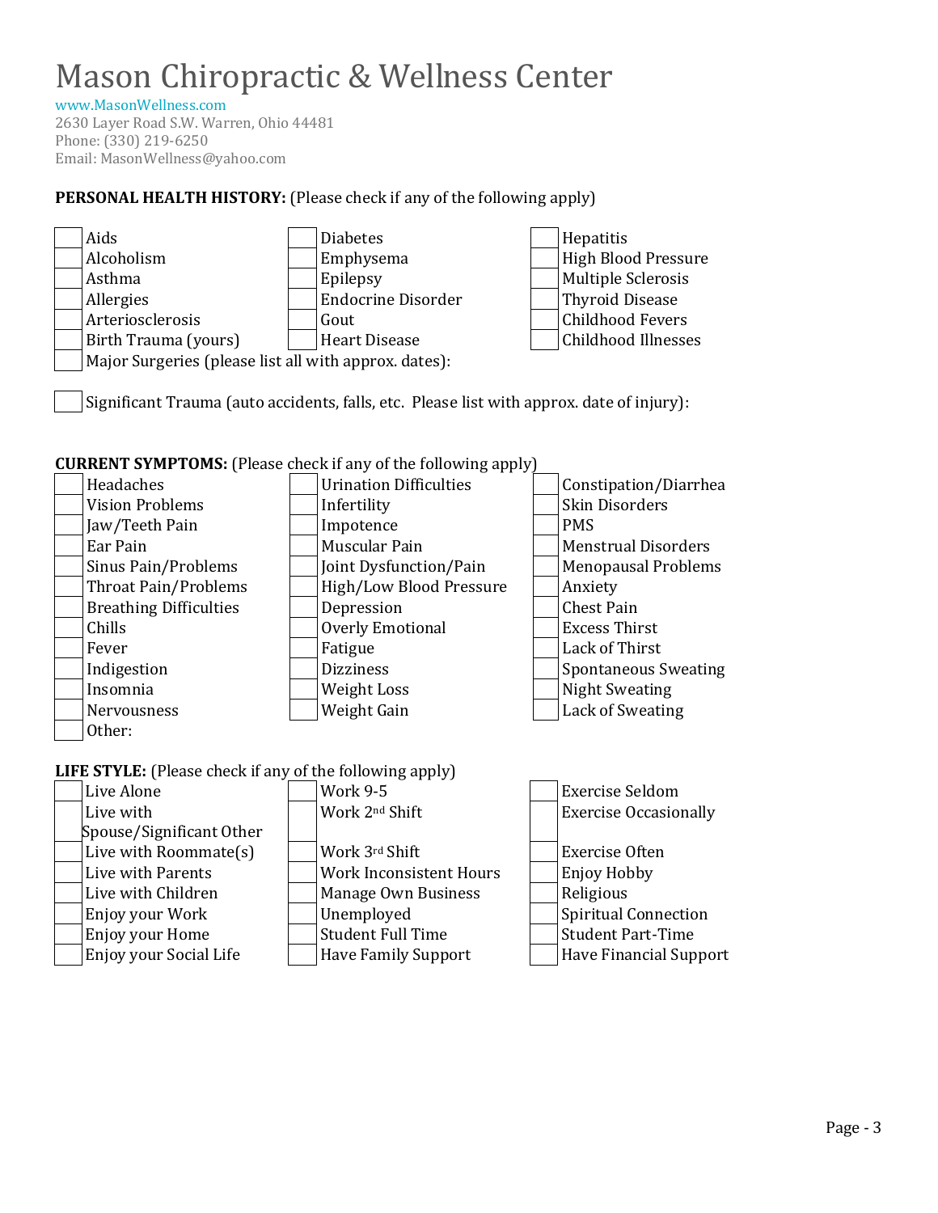# Mason Chiropractic & Wellness Center

www.MasonWellness.com
2630 Layer Road S.W. Warren, Ohio 44481
Phone: (330) 219-6250
Email: MasonWellness@yahoo.com

**PERSONAL HEALTH HISTORY:** (Please check if any of the following apply)

- [ ] Aids
- [ ] Alcoholism
- [ ] Asthma
- [ ] Allergies
- [ ] Arteriosclerosis
- [ ] Birth Trauma (yours)
- [ ] Diabetes
- [ ] Emphysema
- [ ] Epilepsy
- [ ] Endocrine Disorder
- [ ] Gout
- [ ] Heart Disease
- [ ] Hepatitis
- [ ] High Blood Pressure
- [ ] Multiple Sclerosis
- [ ] Thyroid Disease
- [ ] Childhood Fevers
- [ ] Childhood Illnesses
- [ ] Major Surgeries (please list all with approx. dates):

- [ ] Significant Trauma (auto accidents, falls, etc. Please list with approx. date of injury):

**CURRENT SYMPTOMS:** (Please check if any of the following apply)

- [ ] Headaches
- [ ] Vision Problems
- [ ] Jaw/Teeth Pain
- [ ] Ear Pain
- [ ] Sinus Pain/Problems
- [ ] Throat Pain/Problems
- [ ] Breathing Difficulties
- [ ] Chills
- [ ] Fever
- [ ] Indigestion
- [ ] Insomnia
- [ ] Nervousness
- [ ] Urination Difficulties
- [ ] Infertility
- [ ] Impotence
- [ ] Muscular Pain
- [ ] Joint Dysfunction/Pain
- [ ] High/Low Blood Pressure
- [ ] Depression
- [ ] Overly Emotional
- [ ] Fatigue
- [ ] Dizziness
- [ ] Weight Loss
- [ ] Weight Gain
- [ ] Constipation/Diarrhea
- [ ] Skin Disorders
- [ ] PMS
- [ ] Menstrual Disorders
- [ ] Menopausal Problems
- [ ] Anxiety
- [ ] Chest Pain
- [ ] Excess Thirst
- [ ] Lack of Thirst
- [ ] Spontaneous Sweating
- [ ] Night Sweating
- [ ] Lack of Sweating
- [ ] Other:

**LIFE STYLE:** (Please check if any of the following apply)

- [ ] Live Alone
- [ ] Live with Spouse/Significant Other
- [ ] Live with Roommate(s)
- [ ] Live with Parents
- [ ] Live with Children
- [ ] Enjoy your Work
- [ ] Enjoy your Home
- [ ] Enjoy your Social Life
- [ ] Work 9-5
- [ ] Work 2nd Shift
- [ ] Work 3rd Shift
- [ ] Work Inconsistent Hours
- [ ] Manage Own Business
- [ ] Unemployed
- [ ] Student Full Time
- [ ] Have Family Support
- [ ] Exercise Seldom
- [ ] Exercise Occasionally
- [ ] Exercise Often
- [ ] Enjoy Hobby
- [ ] Religious
- [ ] Spiritual Connection
- [ ] Student Part-Time
- [ ] Have Financial Support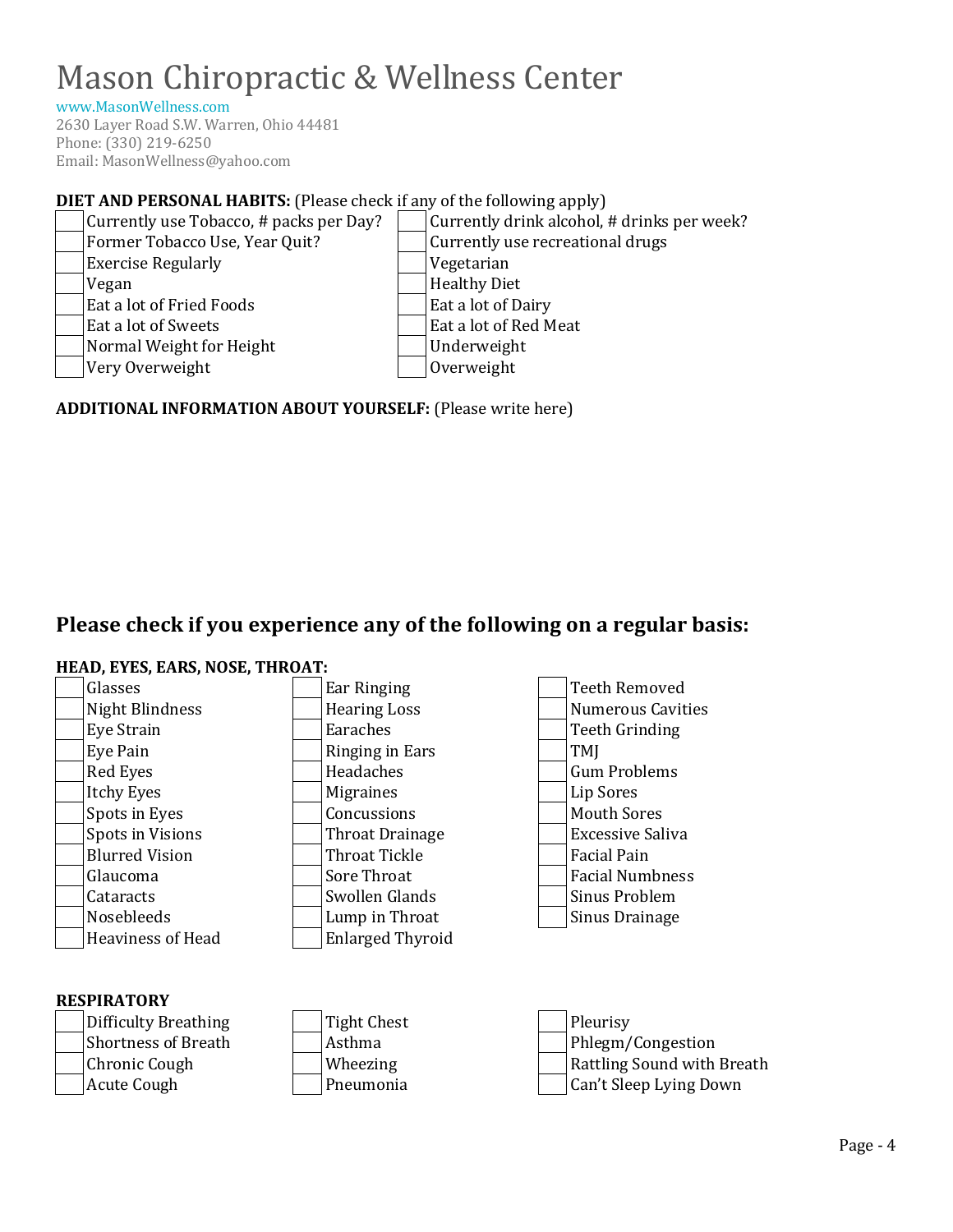# Mason Chiropractic & Wellness Center

www.MasonWellness.com
2630 Layer Road S.W. Warren, Ohio 44481
Phone: (330) 219-6250
Email: MasonWellness@yahoo.com

**DIET AND PERSONAL HABITS:** (Please check if any of the following apply)

- [ ] Currently use Tobacco, # packs per Day?
- [ ] Former Tobacco Use, Year Quit?
- [ ] Exercise Regularly
- [ ] Vegan
- [ ] Eat a lot of Fried Foods
- [ ] Eat a lot of Sweets
- [ ] Normal Weight for Height
- [ ] Very Overweight
- [ ] Currently drink alcohol, # drinks per week?
- [ ] Currently use recreational drugs
- [ ] Vegetarian
- [ ] Healthy Diet
- [ ] Eat a lot of Dairy
- [ ] Eat a lot of Red Meat
- [ ] Underweight
- [ ] Overweight

**ADDITIONAL INFORMATION ABOUT YOURSELF:** (Please write here)

## Please check if you experience any of the following on a regular basis:

**HEAD, EYES, EARS, NOSE, THROAT:**

- [ ] Glasses
- [ ] Night Blindness
- [ ] Eye Strain
- [ ] Eye Pain
- [ ] Red Eyes
- [ ] Itchy Eyes
- [ ] Spots in Eyes
- [ ] Spots in Visions
- [ ] Blurred Vision
- [ ] Glaucoma
- [ ] Cataracts
- [ ] Nosebleeds
- [ ] Heaviness of Head
- [ ] Ear Ringing
- [ ] Hearing Loss
- [ ] Earaches
- [ ] Ringing in Ears
- [ ] Headaches
- [ ] Migraines
- [ ] Concussions
- [ ] Throat Drainage
- [ ] Throat Tickle
- [ ] Sore Throat
- [ ] Swollen Glands
- [ ] Lump in Throat
- [ ] Enlarged Thyroid
- [ ] Teeth Removed
- [ ] Numerous Cavities
- [ ] Teeth Grinding
- [ ] TMJ
- [ ] Gum Problems
- [ ] Lip Sores
- [ ] Mouth Sores
- [ ] Excessive Saliva
- [ ] Facial Pain
- [ ] Facial Numbness
- [ ] Sinus Problem
- [ ] Sinus Drainage

**RESPIRATORY**

- [ ] Difficulty Breathing
- [ ] Shortness of Breath
- [ ] Chronic Cough
- [ ] Acute Cough
- [ ] Tight Chest
- [ ] Asthma
- [ ] Wheezing
- [ ] Pneumonia
- [ ] Pleurisy
- [ ] Phlegm/Congestion
- [ ] Rattling Sound with Breath
- [ ] Can't Sleep Lying Down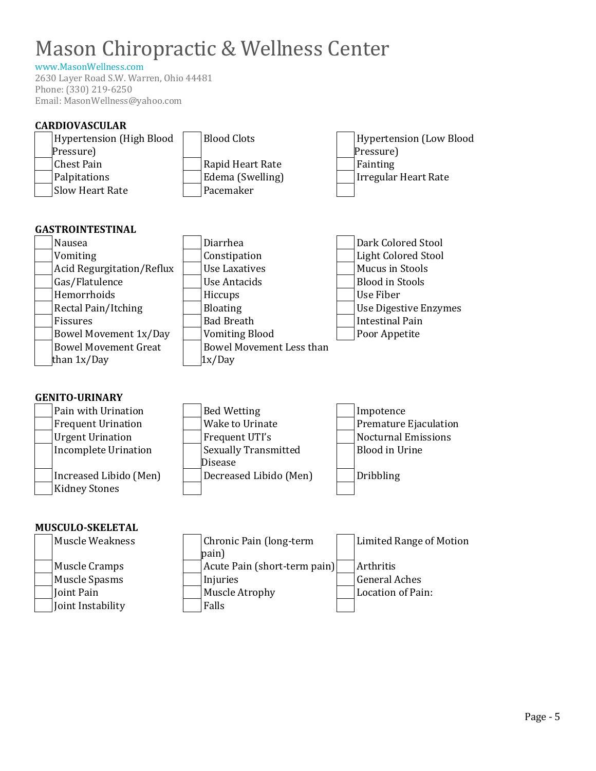# Mason Chiropractic & Wellness Center

www.MasonWellness.com
2630 Layer Road S.W. Warren, Ohio 44481
Phone: (330) 219-6250
Email: MasonWellness@yahoo.com

**CARDIOVASCULAR**

| | | | | | |
|---|---|---|---|---|---|
| ☐ | Hypertension (High Blood Pressure) | ☐ | Blood Clots | ☐ | Hypertension (Low Blood Pressure) |
| ☐ | Chest Pain | ☐ | Rapid Heart Rate | ☐ | Fainting |
| ☐ | Palpitations | ☐ | Edema (Swelling) | ☐ | Irregular Heart Rate |
| ☐ | Slow Heart Rate | ☐ | Pacemaker | ☐ | |

**GASTROINTESTINAL**

| | | | | | |
|---|---|---|---|---|---|
| ☐ | Nausea | ☐ | Diarrhea | ☐ | Dark Colored Stool |
| ☐ | Vomiting | ☐ | Constipation | ☐ | Light Colored Stool |
| ☐ | Acid Regurgitation/Reflux | ☐ | Use Laxatives | ☐ | Mucus in Stools |
| ☐ | Gas/Flatulence | ☐ | Use Antacids | ☐ | Blood in Stools |
| ☐ | Hemorrhoids | ☐ | Hiccups | ☐ | Use Fiber |
| ☐ | Rectal Pain/Itching | ☐ | Bloating | ☐ | Use Digestive Enzymes |
| ☐ | Fissures | ☐ | Bad Breath | ☐ | Intestinal Pain |
| ☐ | Bowel Movement 1x/Day | ☐ | Vomiting Blood | ☐ | Poor Appetite |
| ☐ | Bowel Movement Great than 1x/Day | ☐ | Bowel Movement Less than 1x/Day | | |

**GENITO-URINARY**

| | | | | | |
|---|---|---|---|---|---|
| ☐ | Pain with Urination | ☐ | Bed Wetting | ☐ | Impotence |
| ☐ | Frequent Urination | ☐ | Wake to Urinate | ☐ | Premature Ejaculation |
| ☐ | Urgent Urination | ☐ | Frequent UTI's | ☐ | Nocturnal Emissions |
| ☐ | Incomplete Urination | ☐ | Sexually Transmitted Disease | ☐ | Blood in Urine |
| ☐ | Increased Libido (Men) | ☐ | Decreased Libido (Men) | ☐ | Dribbling |
| ☐ | Kidney Stones | ☐ | | ☐ | |

**MUSCULO-SKELETAL**

| | | | | | |
|---|---|---|---|---|---|
| ☐ | Muscle Weakness | ☐ | Chronic Pain (long-term pain) | ☐ | Limited Range of Motion |
| ☐ | Muscle Cramps | ☐ | Acute Pain (short-term pain) | ☐ | Arthritis |
| ☐ | Muscle Spasms | ☐ | Injuries | ☐ | General Aches |
| ☐ | Joint Pain | ☐ | Muscle Atrophy | ☐ | Location of Pain: |
| ☐ | Joint Instability | ☐ | Falls | ☐ | |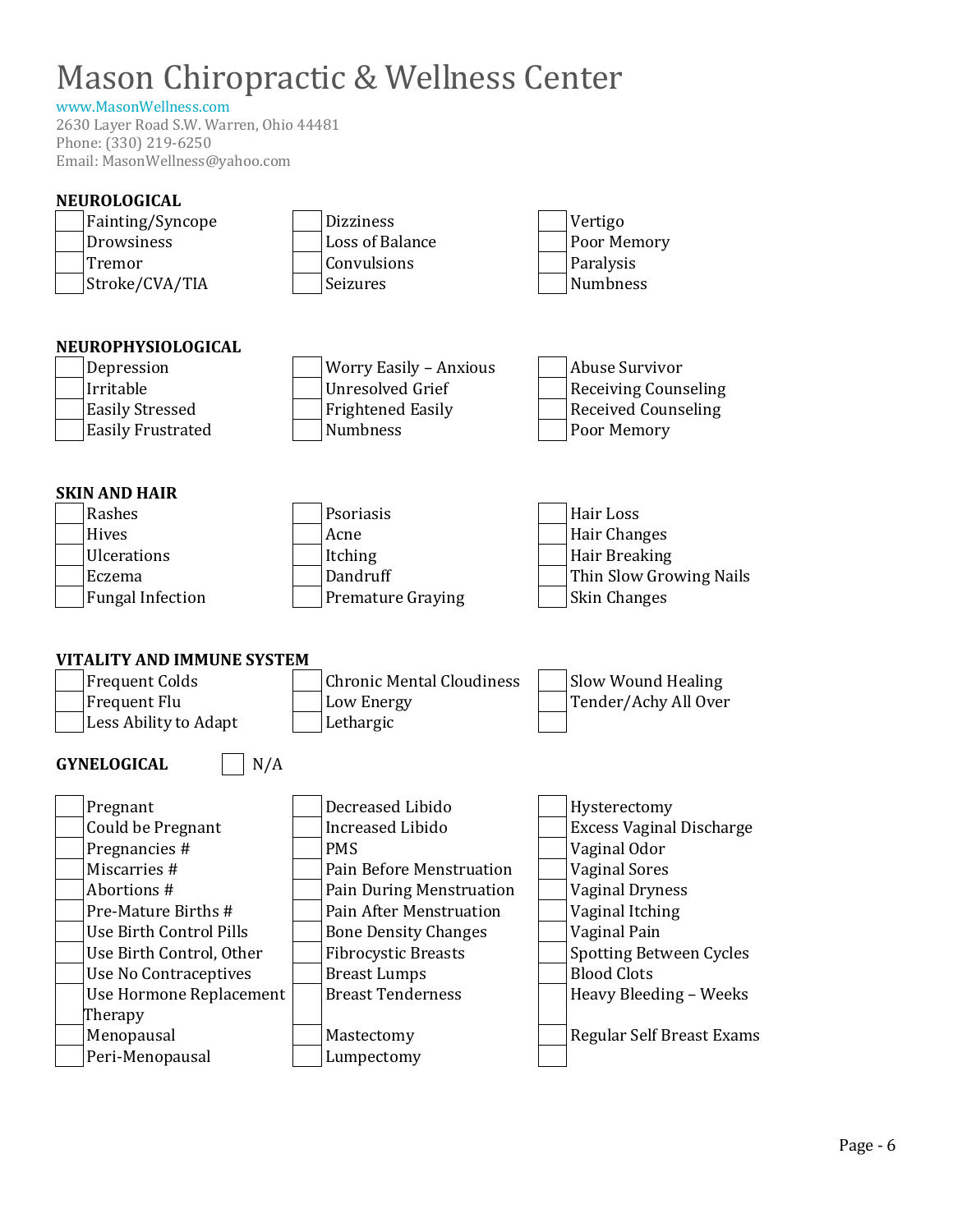# Mason Chiropractic & Wellness Center

www.MasonWellness.com
2630 Layer Road S.W. Warren, Ohio 44481
Phone: (330) 219-6250
Email: MasonWellness@yahoo.com

**NEUROLOGICAL**

- [ ] Fainting/Syncope
- [ ] Drowsiness
- [ ] Tremor
- [ ] Stroke/CVA/TIA
- [ ] Dizziness
- [ ] Loss of Balance
- [ ] Convulsions
- [ ] Seizures
- [ ] Vertigo
- [ ] Poor Memory
- [ ] Paralysis
- [ ] Numbness

**NEUROPHYSIOLOGICAL**

- [ ] Depression
- [ ] Irritable
- [ ] Easily Stressed
- [ ] Easily Frustrated
- [ ] Worry Easily – Anxious
- [ ] Unresolved Grief
- [ ] Frightened Easily
- [ ] Numbness
- [ ] Abuse Survivor
- [ ] Receiving Counseling
- [ ] Received Counseling
- [ ] Poor Memory

**SKIN AND HAIR**

- [ ] Rashes
- [ ] Hives
- [ ] Ulcerations
- [ ] Eczema
- [ ] Fungal Infection
- [ ] Psoriasis
- [ ] Acne
- [ ] Itching
- [ ] Dandruff
- [ ] Premature Graying
- [ ] Hair Loss
- [ ] Hair Changes
- [ ] Hair Breaking
- [ ] Thin Slow Growing Nails
- [ ] Skin Changes

**VITALITY AND IMMUNE SYSTEM**

- [ ] Frequent Colds
- [ ] Frequent Flu
- [ ] Less Ability to Adapt
- [ ] Chronic Mental Cloudiness
- [ ] Low Energy
- [ ] Lethargic
- [ ] Slow Wound Healing
- [ ] Tender/Achy All Over
- [ ] 

**GYNELOGICAL** [ ] N/A

- [ ] Pregnant
- [ ] Could be Pregnant
- [ ] Pregnancies #
- [ ] Miscarries #
- [ ] Abortions #
- [ ] Pre-Mature Births #
- [ ] Use Birth Control Pills
- [ ] Use Birth Control, Other
- [ ] Use No Contraceptives
- [ ] Use Hormone Replacement Therapy
- [ ] Menopausal
- [ ] Peri-Menopausal
- [ ] Decreased Libido
- [ ] Increased Libido
- [ ] PMS
- [ ] Pain Before Menstruation
- [ ] Pain During Menstruation
- [ ] Pain After Menstruation
- [ ] Bone Density Changes
- [ ] Fibrocystic Breasts
- [ ] Breast Lumps
- [ ] Breast Tenderness
- [ ] Mastectomy
- [ ] Lumpectomy
- [ ] Hysterectomy
- [ ] Excess Vaginal Discharge
- [ ] Vaginal Odor
- [ ] Vaginal Sores
- [ ] Vaginal Dryness
- [ ] Vaginal Itching
- [ ] Vaginal Pain
- [ ] Spotting Between Cycles
- [ ] Blood Clots
- [ ] Heavy Bleeding – Weeks
- [ ] Regular Self Breast Exams
- [ ]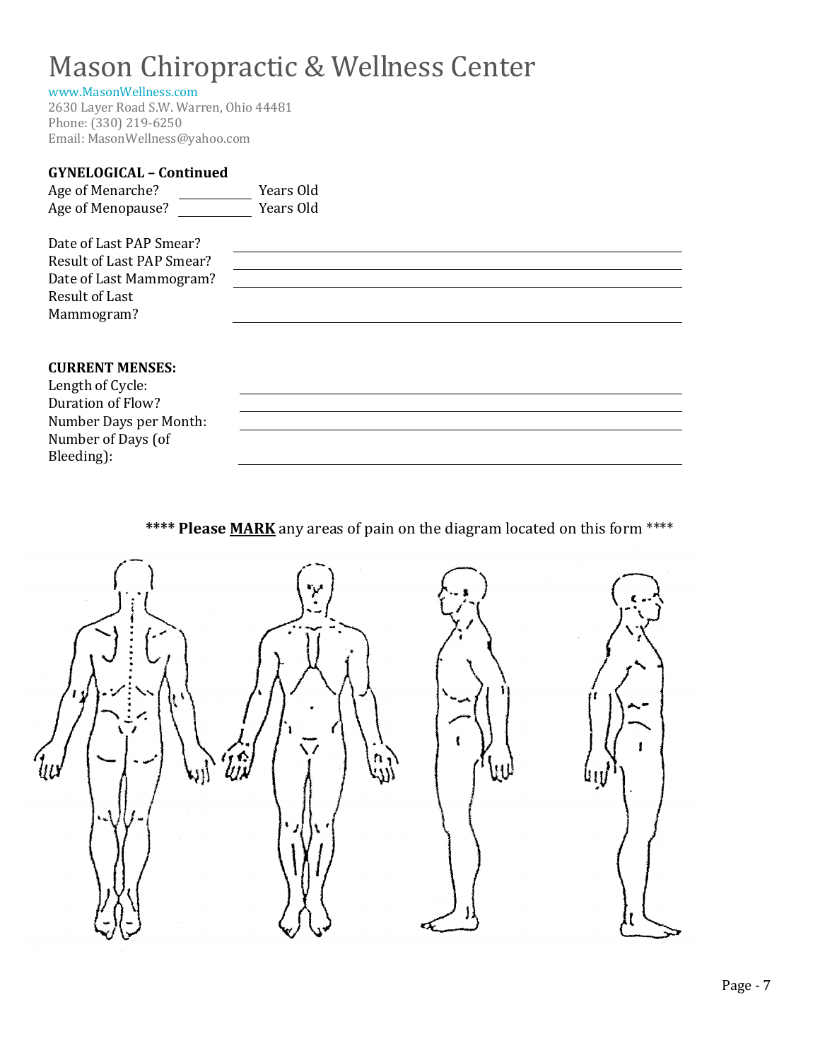# Mason Chiropractic & Wellness Center

www.MasonWellness.com
2630 Layer Road S.W. Warren, Ohio 44481
Phone: (330) 219-6250
Email: MasonWellness@yahoo.com

**GYNELOGICAL – Continued**

Age of Menarche? __________ Years Old
Age of Menopause? __________ Years Old

Date of Last PAP Smear? ______________________________
Result of Last PAP Smear? ______________________________
Date of Last Mammogram? ______________________________
Result of Last Mammogram? ______________________________

**CURRENT MENSES:**

Length of Cycle: ______________________________
Duration of Flow? ______________________________
Number Days per Month: ______________________________
Number of Days (of Bleeding): ______________________________

**** **Please** **MARK** any areas of pain on the diagram located on this form ****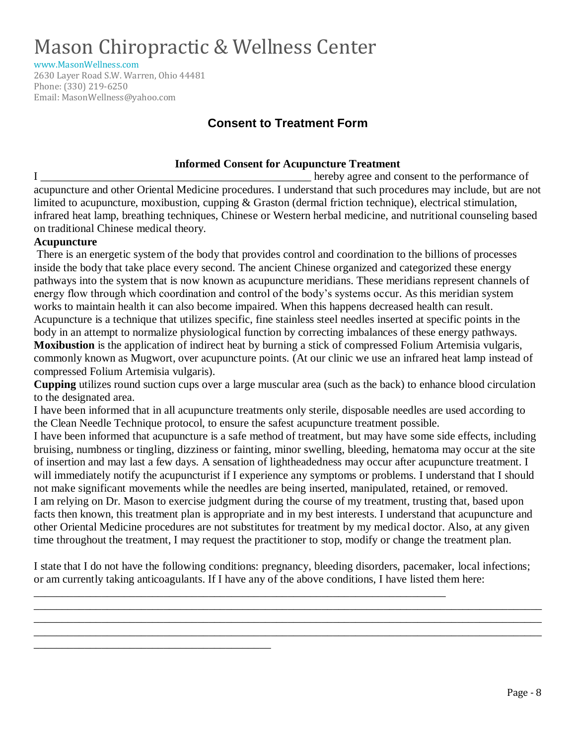# Mason Chiropractic & Wellness Center

www.MasonWellness.com
2630 Layer Road S.W. Warren, Ohio 44481
Phone: (330) 219-6250
Email: MasonWellness@yahoo.com

## Consent to Treatment Form

### Informed Consent for Acupuncture Treatment

I _______________________________________________ hereby agree and consent to the performance of acupuncture and other Oriental Medicine procedures. I understand that such procedures may include, but are not limited to acupuncture, moxibustion, cupping & Graston (dermal friction technique), electrical stimulation, infrared heat lamp, breathing techniques, Chinese or Western herbal medicine, and nutritional counseling based on traditional Chinese medical theory.

**Acupuncture**

There is an energetic system of the body that provides control and coordination to the billions of processes inside the body that take place every second. The ancient Chinese organized and categorized these energy pathways into the system that is now known as acupuncture meridians. These meridians represent channels of energy flow through which coordination and control of the body's systems occur. As this meridian system works to maintain health it can also become impaired. When this happens decreased health can result. Acupuncture is a technique that utilizes specific, fine stainless steel needles inserted at specific points in the body in an attempt to normalize physiological function by correcting imbalances of these energy pathways.

**Moxibustion** is the application of indirect heat by burning a stick of compressed Folium Artemisia vulgaris, commonly known as Mugwort, over acupuncture points. (At our clinic we use an infrared heat lamp instead of compressed Folium Artemisia vulgaris).

**Cupping** utilizes round suction cups over a large muscular area (such as the back) to enhance blood circulation to the designated area.

I have been informed that in all acupuncture treatments only sterile, disposable needles are used according to the Clean Needle Technique protocol, to ensure the safest acupuncture treatment possible.

I have been informed that acupuncture is a safe method of treatment, but may have some side effects, including bruising, numbness or tingling, dizziness or fainting, minor swelling, bleeding, hematoma may occur at the site of insertion and may last a few days. A sensation of lightheadedness may occur after acupuncture treatment. I will immediately notify the acupuncturist if I experience any symptoms or problems. I understand that I should not make significant movements while the needles are being inserted, manipulated, retained, or removed.

I am relying on Dr. Mason to exercise judgment during the course of my treatment, trusting that, based upon facts then known, this treatment plan is appropriate and in my best interests. I understand that acupuncture and other Oriental Medicine procedures are not substitutes for treatment by my medical doctor. Also, at any given time throughout the treatment, I may request the practitioner to stop, modify or change the treatment plan.

I state that I do not have the following conditions: pregnancy, bleeding disorders, pacemaker, local infections; or am currently taking anticoagulants. If I have any of the above conditions, I have listed them here:

______________________________________________________________________________

______________________________________________________________________________

______________________________________________________________________________

______________________________________________________________________________

____________________________________________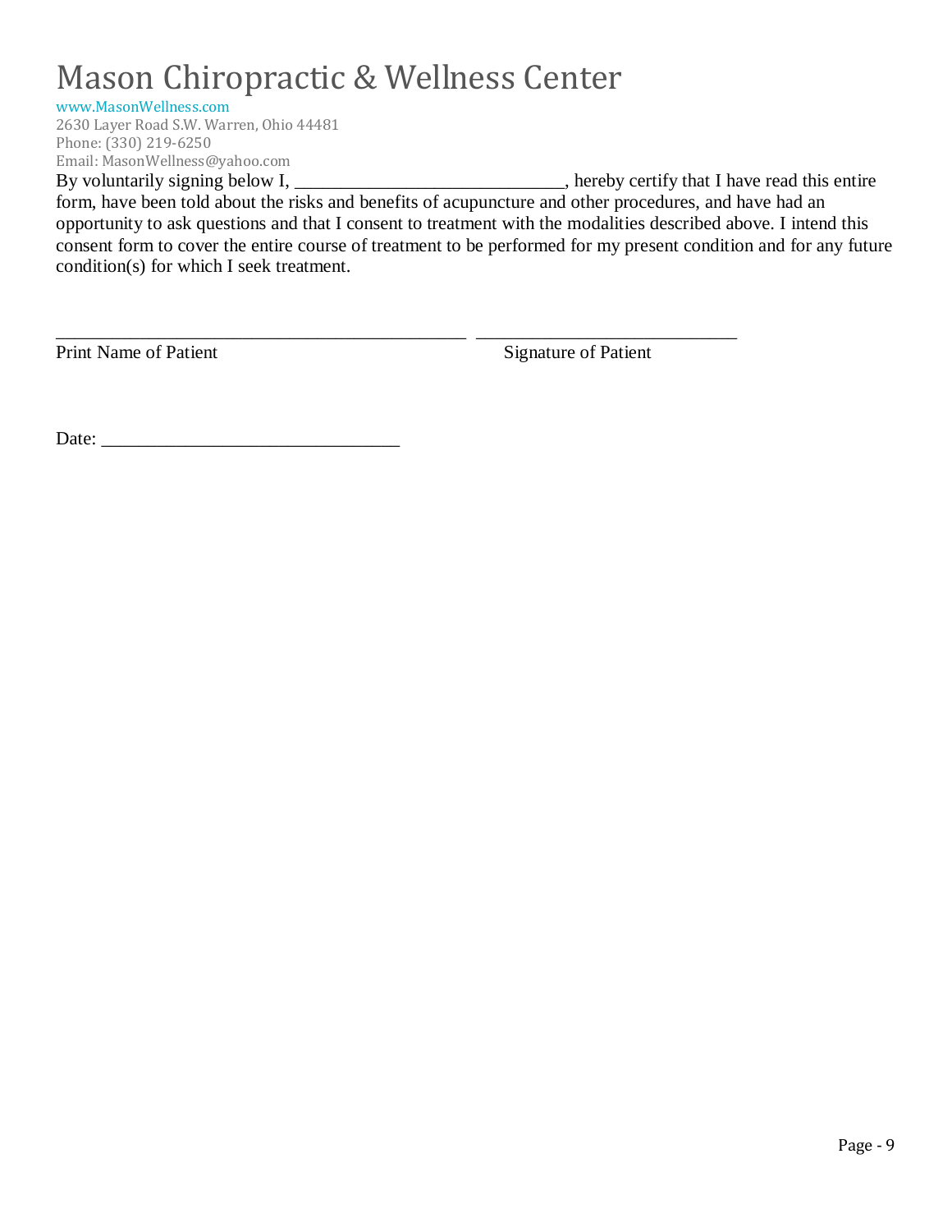# Mason Chiropractic & Wellness Center

www.MasonWellness.com
2630 Layer Road S.W. Warren, Ohio 44481
Phone: (330) 219-6250
Email: MasonWellness@yahoo.com

By voluntarily signing below I, _____________________________, hereby certify that I have read this entire form, have been told about the risks and benefits of acupuncture and other procedures, and have had an opportunity to ask questions and that I consent to treatment with the modalities described above. I intend this consent form to cover the entire course of treatment to be performed for my present condition and for any future condition(s) for which I seek treatment.

_____________________________________________ ____________________________

Print Name of Patient Signature of Patient

Date: ________________________________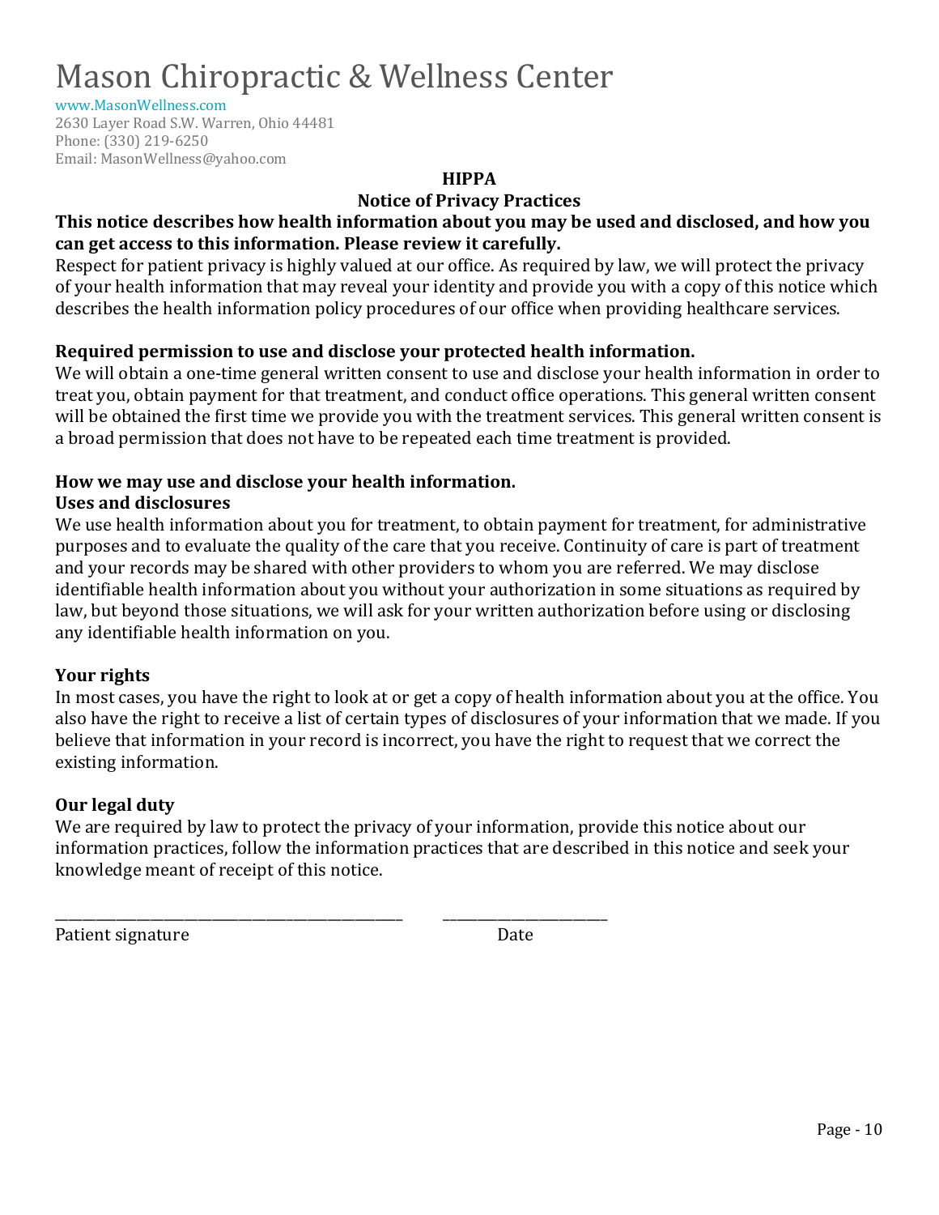# Mason Chiropractic & Wellness Center

www.MasonWellness.com
2630 Layer Road S.W. Warren, Ohio 44481
Phone: (330) 219-6250
Email: MasonWellness@yahoo.com

## HIPPA

## Notice of Privacy Practices

**This notice describes how health information about you may be used and disclosed, and how you can get access to this information. Please review it carefully.**

Respect for patient privacy is highly valued at our office. As required by law, we will protect the privacy of your health information that may reveal your identity and provide you with a copy of this notice which describes the health information policy procedures of our office when providing healthcare services.

**Required permission to use and disclose your protected health information.**

We will obtain a one-time general written consent to use and disclose your health information in order to treat you, obtain payment for that treatment, and conduct office operations. This general written consent will be obtained the first time we provide you with the treatment services. This general written consent is a broad permission that does not have to be repeated each time treatment is provided.

**How we may use and disclose your health information.**

**Uses and disclosures**

We use health information about you for treatment, to obtain payment for treatment, for administrative purposes and to evaluate the quality of the care that you receive. Continuity of care is part of treatment and your records may be shared with other providers to whom you are referred. We may disclose identifiable health information about you without your authorization in some situations as required by law, but beyond those situations, we will ask for your written authorization before using or disclosing any identifiable health information on you.

**Your rights**

In most cases, you have the right to look at or get a copy of health information about you at the office. You also have the right to receive a list of certain types of disclosures of your information that we made. If you believe that information in your record is incorrect, you have the right to request that we correct the existing information.

**Our legal duty**

We are required by law to protect the privacy of your information, provide this notice about our information practices, follow the information practices that are described in this notice and seek your knowledge meant of receipt of this notice.

_________________________________________________ ________________________

Patient signature Date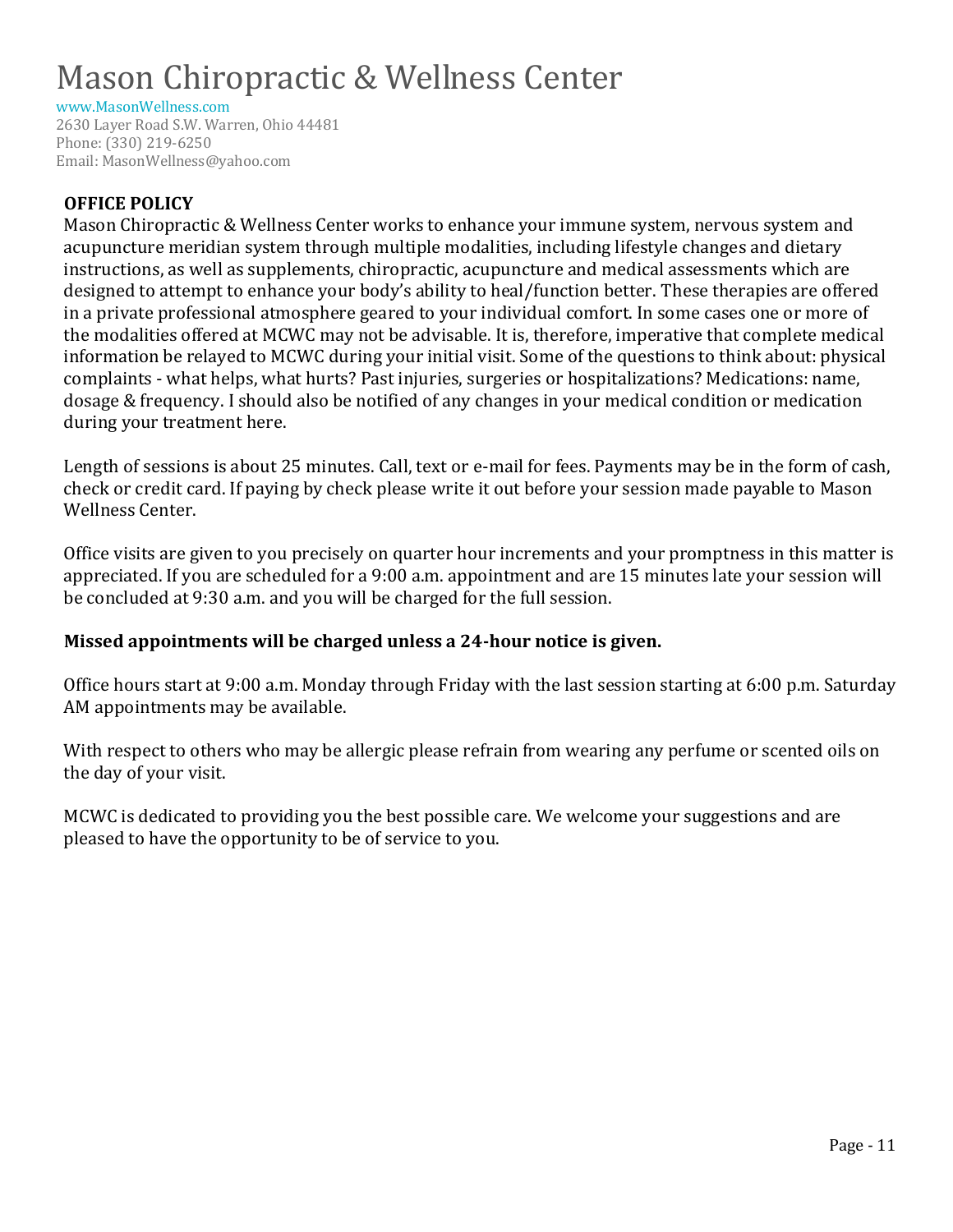# Mason Chiropractic & Wellness Center

www.MasonWellness.com
2630 Layer Road S.W. Warren, Ohio 44481
Phone: (330) 219-6250
Email: MasonWellness@yahoo.com

**OFFICE POLICY**

Mason Chiropractic & Wellness Center works to enhance your immune system, nervous system and acupuncture meridian system through multiple modalities, including lifestyle changes and dietary instructions, as well as supplements, chiropractic, acupuncture and medical assessments which are designed to attempt to enhance your body's ability to heal/function better. These therapies are offered in a private professional atmosphere geared to your individual comfort. In some cases one or more of the modalities offered at MCWC may not be advisable. It is, therefore, imperative that complete medical information be relayed to MCWC during your initial visit. Some of the questions to think about: physical complaints - what helps, what hurts? Past injuries, surgeries or hospitalizations? Medications: name, dosage & frequency. I should also be notified of any changes in your medical condition or medication during your treatment here.

Length of sessions is about 25 minutes. Call, text or e-mail for fees. Payments may be in the form of cash, check or credit card. If paying by check please write it out before your session made payable to Mason Wellness Center.

Office visits are given to you precisely on quarter hour increments and your promptness in this matter is appreciated. If you are scheduled for a 9:00 a.m. appointment and are 15 minutes late your session will be concluded at 9:30 a.m. and you will be charged for the full session.

**Missed appointments will be charged unless a 24-hour notice is given.**

Office hours start at 9:00 a.m. Monday through Friday with the last session starting at 6:00 p.m. Saturday AM appointments may be available.

With respect to others who may be allergic please refrain from wearing any perfume or scented oils on the day of your visit.

MCWC is dedicated to providing you the best possible care. We welcome your suggestions and are pleased to have the opportunity to be of service to you.